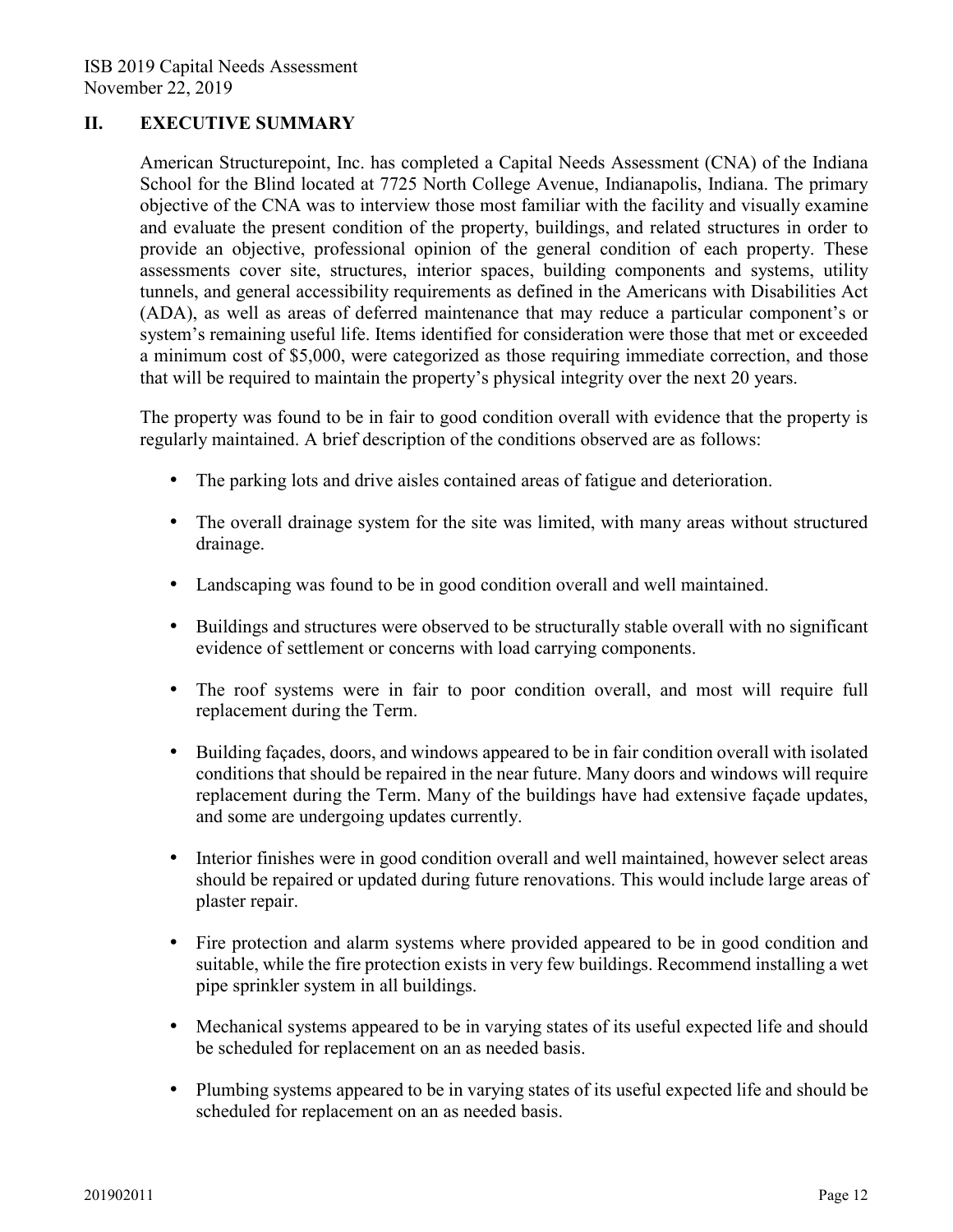## II. EXECUTIVE SUMMARY

American Structurepoint, Inc. has completed a Capital Needs Assessment (CNA) of the Indiana School for the Blind located at 7725 North College Avenue, Indianapolis, Indiana. The primary objective of the CNA was to interview those most familiar with the facility and visually examine and evaluate the present condition of the property, buildings, and related structures in order to provide an objective, professional opinion of the general condition of each property. These assessments cover site, structures, interior spaces, building components and systems, utility tunnels, and general accessibility requirements as defined in the Americans with Disabilities Act (ADA), as well as areas of deferred maintenance that may reduce a particular component's or system's remaining useful life. Items identified for consideration were those that met or exceeded a minimum cost of $5,000, were categorized as those requiring immediate correction, and those that will be required to maintain the property's physical integrity over the next 20 years.

The property was found to be in fair to good condition overall with evidence that the property is regularly maintained. A brief description of the conditions observed are as follows:

- The parking lots and drive aisles contained areas of fatigue and deterioration.
- The overall drainage system for the site was limited, with many areas without structured drainage.
- Landscaping was found to be in good condition overall and well maintained.
- Buildings and structures were observed to be structurally stable overall with no significant evidence of settlement or concerns with load carrying components.
- The roof systems were in fair to poor condition overall, and most will require full replacement during the Term.
- Building façades, doors, and windows appeared to be in fair condition overall with isolated conditions that should be repaired in the near future. Many doors and windows will require replacement during the Term. Many of the buildings have had extensive façade updates, and some are undergoing updates currently.
- Interior finishes were in good condition overall and well maintained, however select areas should be repaired or updated during future renovations. This would include large areas of plaster repair.
- Fire protection and alarm systems where provided appeared to be in good condition and suitable, while the fire protection exists in very few buildings. Recommend installing a wet pipe sprinkler system in all buildings.
- Mechanical systems appeared to be in varying states of its useful expected life and should be scheduled for replacement on an as needed basis.
- Plumbing systems appeared to be in varying states of its useful expected life and should be scheduled for replacement on an as needed basis.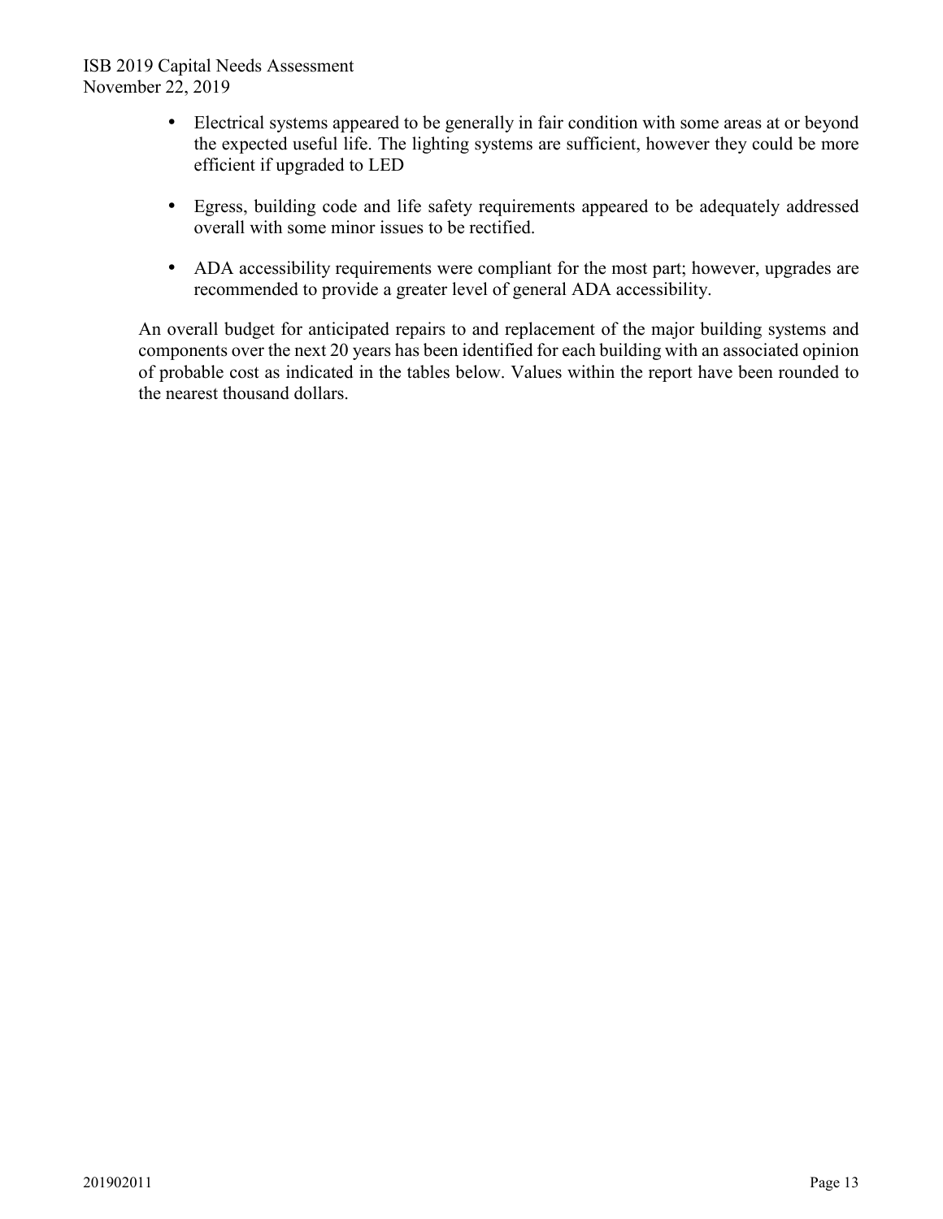- Electrical systems appeared to be generally in fair condition with some areas at or beyond the expected useful life. The lighting systems are sufficient, however they could be more efficient if upgraded to LED

- Egress, building code and life safety requirements appeared to be adequately addressed overall with some minor issues to be rectified.

- ADA accessibility requirements were compliant for the most part; however, upgrades are recommended to provide a greater level of general ADA accessibility.

An overall budget for anticipated repairs to and replacement of the major building systems and components over the next 20 years has been identified for each building with an associated opinion of probable cost as indicated in the tables below. Values within the report have been rounded to the nearest thousand dollars.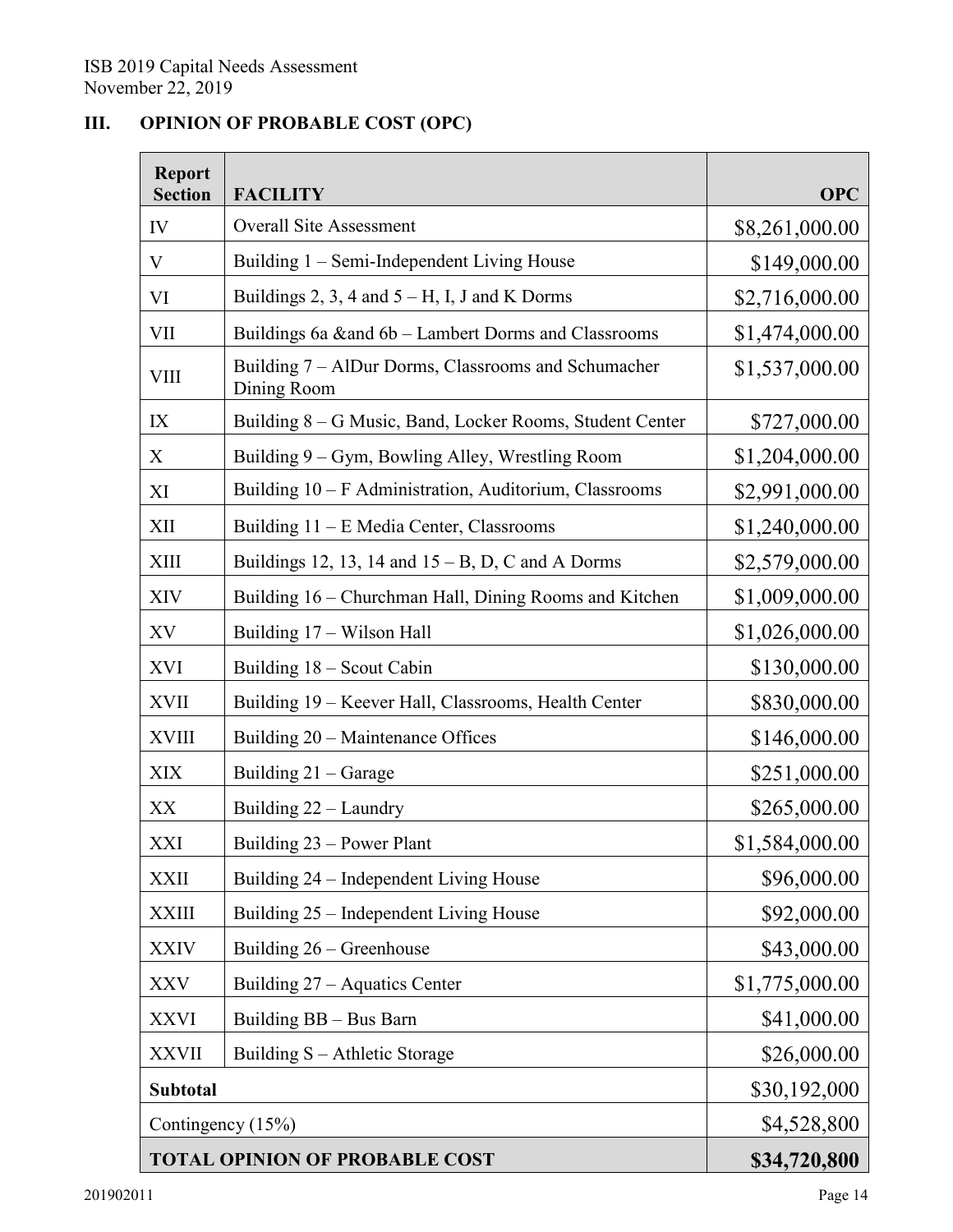## III. OPINION OF PROBABLE COST (OPC)

| Report Section | FACILITY | OPC |
|---|---|---|
| IV | Overall Site Assessment | $8,261,000.00 |
| V | Building 1 – Semi-Independent Living House | $149,000.00 |
| VI | Buildings 2, 3, 4 and 5 – H, I, J and K Dorms | $2,716,000.00 |
| VII | Buildings 6a &and 6b – Lambert Dorms and Classrooms | $1,474,000.00 |
| VIII | Building 7 – AlDur Dorms, Classrooms and Schumacher Dining Room | $1,537,000.00 |
| IX | Building 8 – G Music, Band, Locker Rooms, Student Center | $727,000.00 |
| X | Building 9 – Gym, Bowling Alley, Wrestling Room | $1,204,000.00 |
| XI | Building 10 – F Administration, Auditorium, Classrooms | $2,991,000.00 |
| XII | Building 11 – E Media Center, Classrooms | $1,240,000.00 |
| XIII | Buildings 12, 13, 14 and 15 – B, D, C and A Dorms | $2,579,000.00 |
| XIV | Building 16 – Churchman Hall, Dining Rooms and Kitchen | $1,009,000.00 |
| XV | Building 17 – Wilson Hall | $1,026,000.00 |
| XVI | Building 18 – Scout Cabin | $130,000.00 |
| XVII | Building 19 – Keever Hall, Classrooms, Health Center | $830,000.00 |
| XVIII | Building 20 – Maintenance Offices | $146,000.00 |
| XIX | Building 21 – Garage | $251,000.00 |
| XX | Building 22 – Laundry | $265,000.00 |
| XXI | Building 23 – Power Plant | $1,584,000.00 |
| XXII | Building 24 – Independent Living House | $96,000.00 |
| XXIII | Building 25 – Independent Living House | $92,000.00 |
| XXIV | Building 26 – Greenhouse | $43,000.00 |
| XXV | Building 27 – Aquatics Center | $1,775,000.00 |
| XXVI | Building BB – Bus Barn | $41,000.00 |
| XXVII | Building S – Athletic Storage | $26,000.00 |
| **Subtotal** | | $30,192,000 |
| Contingency (15%) | | $4,528,800 |
| **TOTAL OPINION OF PROBABLE COST** | | **$34,720,800** |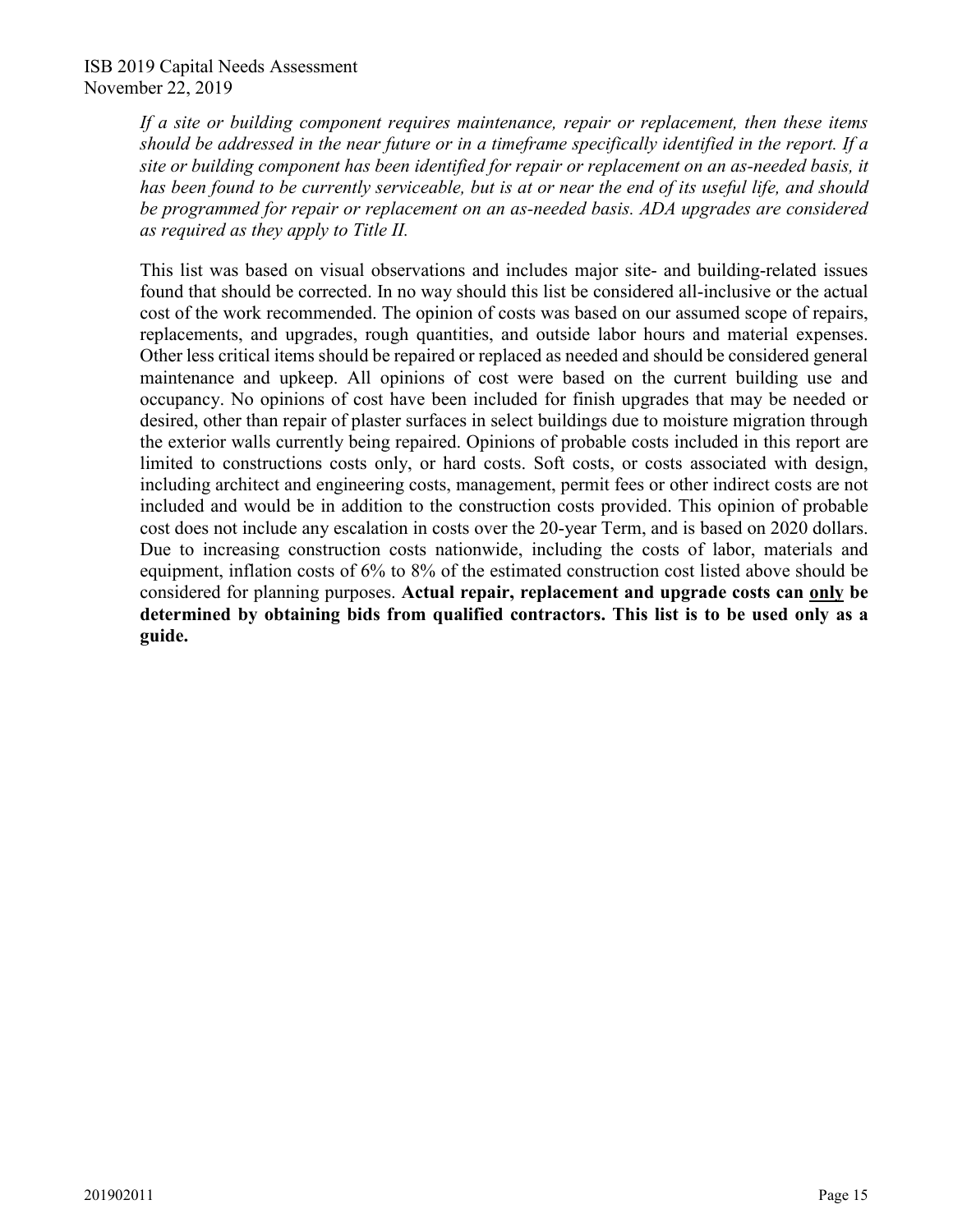*If a site or building component requires maintenance, repair or replacement, then these items should be addressed in the near future or in a timeframe specifically identified in the report. If a site or building component has been identified for repair or replacement on an as-needed basis, it has been found to be currently serviceable, but is at or near the end of its useful life, and should be programmed for repair or replacement on an as-needed basis. ADA upgrades are considered as required as they apply to Title II.*

This list was based on visual observations and includes major site- and building-related issues found that should be corrected. In no way should this list be considered all-inclusive or the actual cost of the work recommended. The opinion of costs was based on our assumed scope of repairs, replacements, and upgrades, rough quantities, and outside labor hours and material expenses. Other less critical items should be repaired or replaced as needed and should be considered general maintenance and upkeep. All opinions of cost were based on the current building use and occupancy. No opinions of cost have been included for finish upgrades that may be needed or desired, other than repair of plaster surfaces in select buildings due to moisture migration through the exterior walls currently being repaired. Opinions of probable costs included in this report are limited to constructions costs only, or hard costs. Soft costs, or costs associated with design, including architect and engineering costs, management, permit fees or other indirect costs are not included and would be in addition to the construction costs provided. This opinion of probable cost does not include any escalation in costs over the 20-year Term, and is based on 2020 dollars. Due to increasing construction costs nationwide, including the costs of labor, materials and equipment, inflation costs of 6% to 8% of the estimated construction cost listed above should be considered for planning purposes. **Actual repair, replacement and upgrade costs can <u>only</u> be determined by obtaining bids from qualified contractors. This list is to be used only as a guide.**